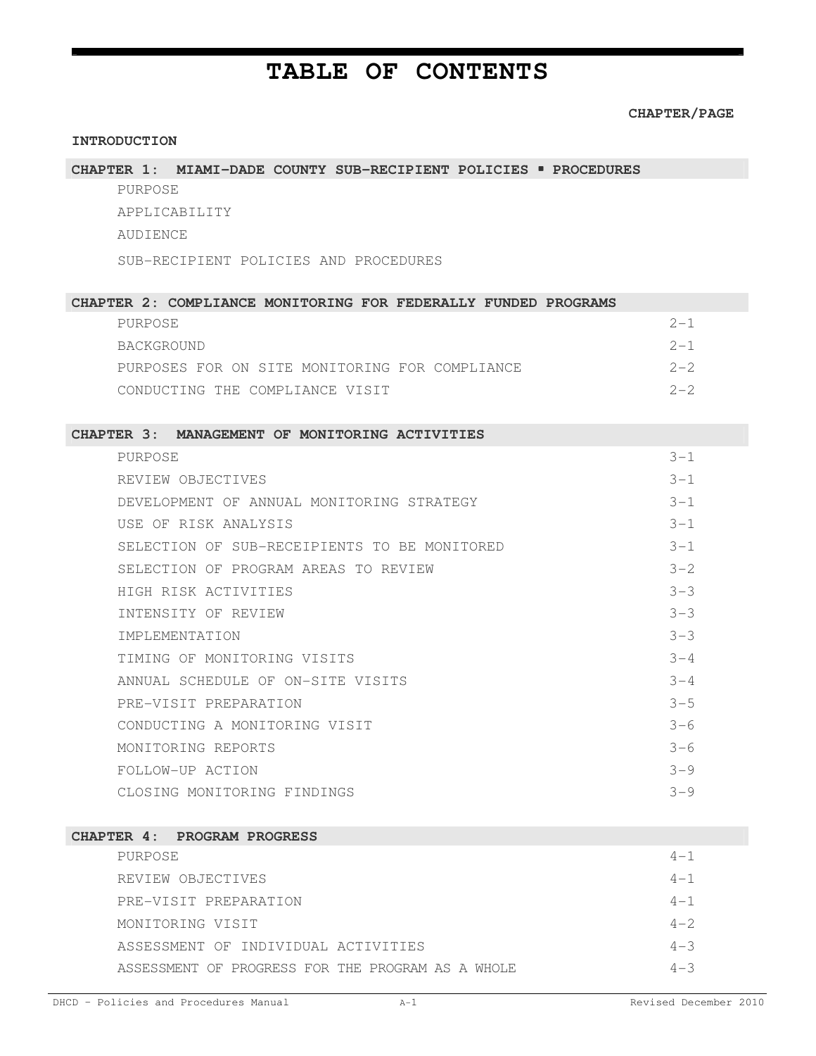# TABLE OF CONTENTS

| | CHAPTER/PAGE |
|---|---|
| **INTRODUCTION** | |
| **CHAPTER 1: MIAMI-DADE COUNTY SUB-RECIPIENT POLICIES ▪ PROCEDURES** | |
| PURPOSE | |
| APPLICABILITY | |
| AUDIENCE | |
| SUB-RECIPIENT POLICIES AND PROCEDURES | |
| **CHAPTER 2: COMPLIANCE MONITORING FOR FEDERALLY FUNDED PROGRAMS** | |
| PURPOSE | 2-1 |
| BACKGROUND | 2-1 |
| PURPOSES FOR ON SITE MONITORING FOR COMPLIANCE | 2-2 |
| CONDUCTING THE COMPLIANCE VISIT | 2-2 |
| **CHAPTER 3: MANAGEMENT OF MONITORING ACTIVITIES** | |
| PURPOSE | 3-1 |
| REVIEW OBJECTIVES | 3-1 |
| DEVELOPMENT OF ANNUAL MONITORING STRATEGY | 3-1 |
| USE OF RISK ANALYSIS | 3-1 |
| SELECTION OF SUB-RECEIPIENTS TO BE MONITORED | 3-1 |
| SELECTION OF PROGRAM AREAS TO REVIEW | 3-2 |
| HIGH RISK ACTIVITIES | 3-3 |
| INTENSITY OF REVIEW | 3-3 |
| IMPLEMENTATION | 3-3 |
| TIMING OF MONITORING VISITS | 3-4 |
| ANNUAL SCHEDULE OF ON-SITE VISITS | 3-4 |
| PRE-VISIT PREPARATION | 3-5 |
| CONDUCTING A MONITORING VISIT | 3-6 |
| MONITORING REPORTS | 3-6 |
| FOLLOW-UP ACTION | 3-9 |
| CLOSING MONITORING FINDINGS | 3-9 |
| **CHAPTER 4: PROGRAM PROGRESS** | |
| PURPOSE | 4-1 |
| REVIEW OBJECTIVES | 4-1 |
| PRE-VISIT PREPARATION | 4-1 |
| MONITORING VISIT | 4-2 |
| ASSESSMENT OF INDIVIDUAL ACTIVITIES | 4-3 |
| ASSESSMENT OF PROGRESS FOR THE PROGRAM AS A WHOLE | 4-3 |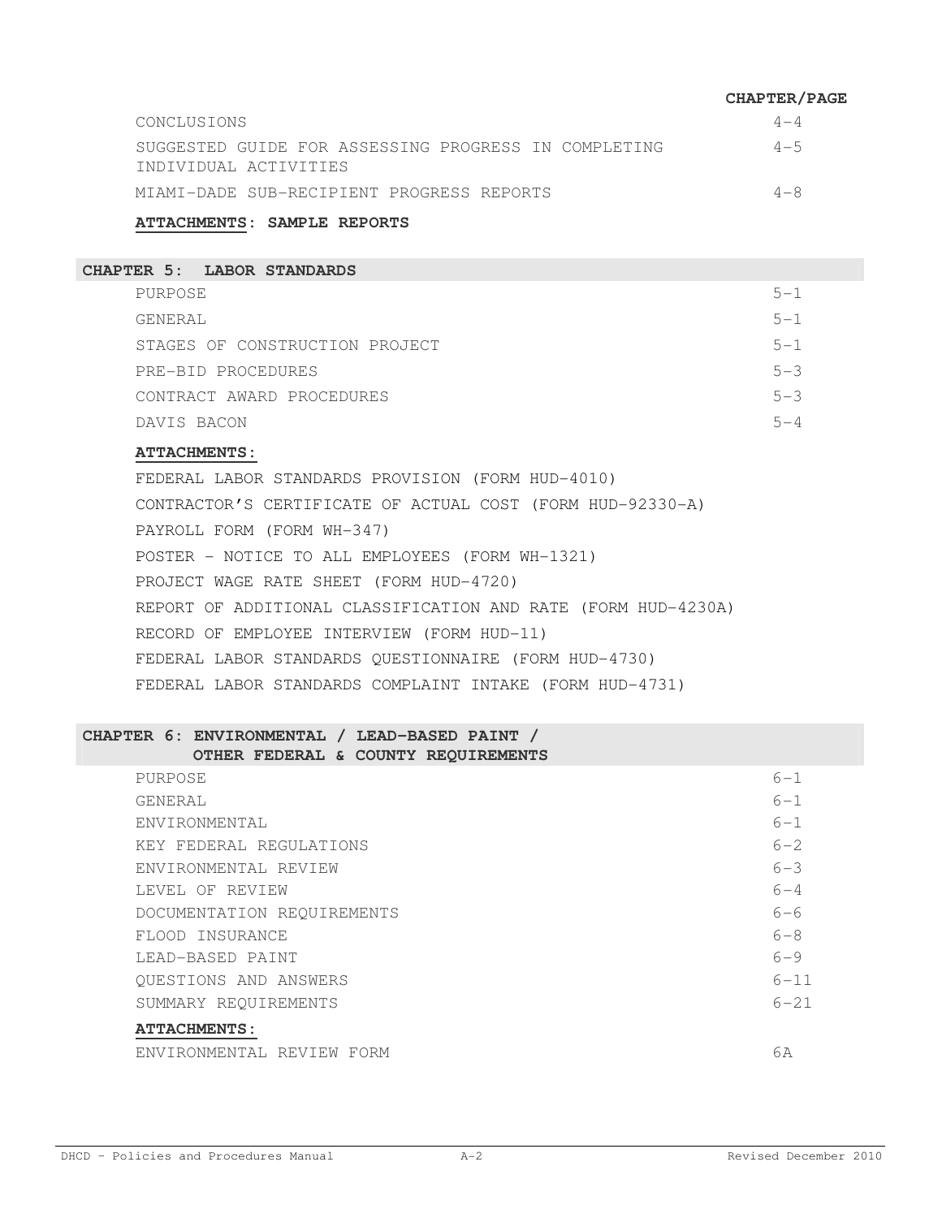| | CHAPTER/PAGE |
|---|---|
| CONCLUSIONS | 4-4 |
| SUGGESTED GUIDE FOR ASSESSING PROGRESS IN COMPLETING INDIVIDUAL ACTIVITIES | 4-5 |
| MIAMI-DADE SUB-RECIPIENT PROGRESS REPORTS | 4-8 |

**ATTACHMENTS: SAMPLE REPORTS**

## CHAPTER 5: LABOR STANDARDS

| | |
|---|---|
| PURPOSE | 5-1 |
| GENERAL | 5-1 |
| STAGES OF CONSTRUCTION PROJECT | 5-1 |
| PRE-BID PROCEDURES | 5-3 |
| CONTRACT AWARD PROCEDURES | 5-3 |
| DAVIS BACON | 5-4 |

**ATTACHMENTS:**

FEDERAL LABOR STANDARDS PROVISION (FORM HUD-4010)

CONTRACTOR'S CERTIFICATE OF ACTUAL COST (FORM HUD-92330-A)

PAYROLL FORM (FORM WH-347)

POSTER - NOTICE TO ALL EMPLOYEES (FORM WH-1321)

PROJECT WAGE RATE SHEET (FORM HUD-4720)

REPORT OF ADDITIONAL CLASSIFICATION AND RATE (FORM HUD-4230A)

RECORD OF EMPLOYEE INTERVIEW (FORM HUD-11)

FEDERAL LABOR STANDARDS QUESTIONNAIRE (FORM HUD-4730)

FEDERAL LABOR STANDARDS COMPLAINT INTAKE (FORM HUD-4731)

## CHAPTER 6: ENVIRONMENTAL / LEAD-BASED PAINT / OTHER FEDERAL & COUNTY REQUIREMENTS

| | |
|---|---|
| PURPOSE | 6-1 |
| GENERAL | 6-1 |
| ENVIRONMENTAL | 6-1 |
| KEY FEDERAL REGULATIONS | 6-2 |
| ENVIRONMENTAL REVIEW | 6-3 |
| LEVEL OF REVIEW | 6-4 |
| DOCUMENTATION REQUIREMENTS | 6-6 |
| FLOOD INSURANCE | 6-8 |
| LEAD-BASED PAINT | 6-9 |
| QUESTIONS AND ANSWERS | 6-11 |
| SUMMARY REQUIREMENTS | 6-21 |

**ATTACHMENTS:**

| | |
|---|---|
| ENVIRONMENTAL REVIEW FORM | 6A |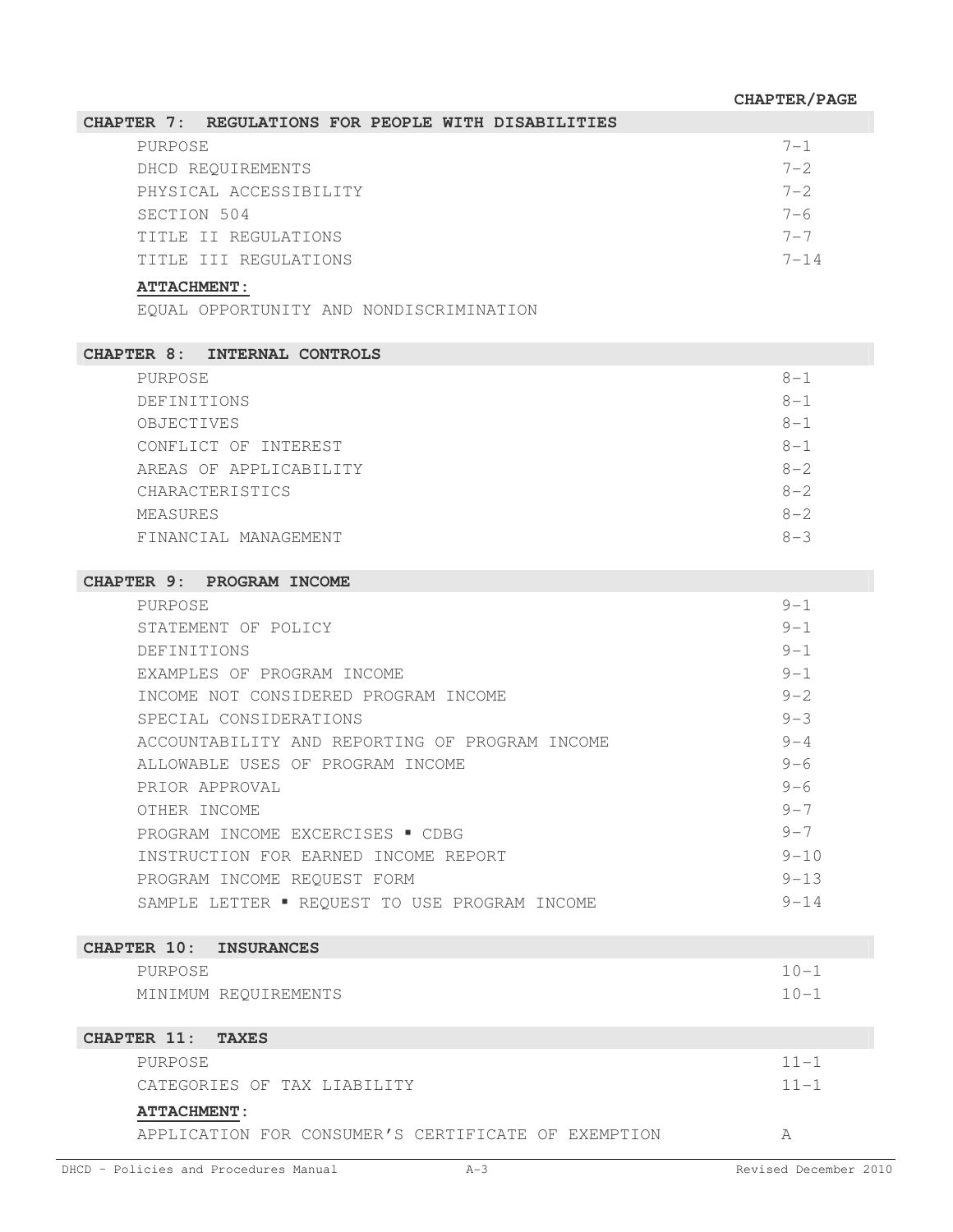| | CHAPTER/PAGE |
|---|---|
| **CHAPTER 7: REGULATIONS FOR PEOPLE WITH DISABILITIES** | |
| PURPOSE | 7-1 |
| DHCD REQUIREMENTS | 7-2 |
| PHYSICAL ACCESSIBILITY | 7-2 |
| SECTION 504 | 7-6 |
| TITLE II REGULATIONS | 7-7 |
| TITLE III REGULATIONS | 7-14 |
| **ATTACHMENT:** | |
| EQUAL OPPORTUNITY AND NONDISCRIMINATION | |
| **CHAPTER 8: INTERNAL CONTROLS** | |
| PURPOSE | 8-1 |
| DEFINITIONS | 8-1 |
| OBJECTIVES | 8-1 |
| CONFLICT OF INTEREST | 8-1 |
| AREAS OF APPLICABILITY | 8-2 |
| CHARACTERISTICS | 8-2 |
| MEASURES | 8-2 |
| FINANCIAL MANAGEMENT | 8-3 |
| **CHAPTER 9: PROGRAM INCOME** | |
| PURPOSE | 9-1 |
| STATEMENT OF POLICY | 9-1 |
| DEFINITIONS | 9-1 |
| EXAMPLES OF PROGRAM INCOME | 9-1 |
| INCOME NOT CONSIDERED PROGRAM INCOME | 9-2 |
| SPECIAL CONSIDERATIONS | 9-3 |
| ACCOUNTABILITY AND REPORTING OF PROGRAM INCOME | 9-4 |
| ALLOWABLE USES OF PROGRAM INCOME | 9-6 |
| PRIOR APPROVAL | 9-6 |
| OTHER INCOME | 9-7 |
| PROGRAM INCOME EXCERCISES ▪ CDBG | 9-7 |
| INSTRUCTION FOR EARNED INCOME REPORT | 9-10 |
| PROGRAM INCOME REQUEST FORM | 9-13 |
| SAMPLE LETTER ▪ REQUEST TO USE PROGRAM INCOME | 9-14 |
| **CHAPTER 10: INSURANCES** | |
| PURPOSE | 10-1 |
| MINIMUM REQUIREMENTS | 10-1 |
| **CHAPTER 11: TAXES** | |
| PURPOSE | 11-1 |
| CATEGORIES OF TAX LIABILITY | 11-1 |
| **ATTACHMENT:** | |
| APPLICATION FOR CONSUMER'S CERTIFICATE OF EXEMPTION | A |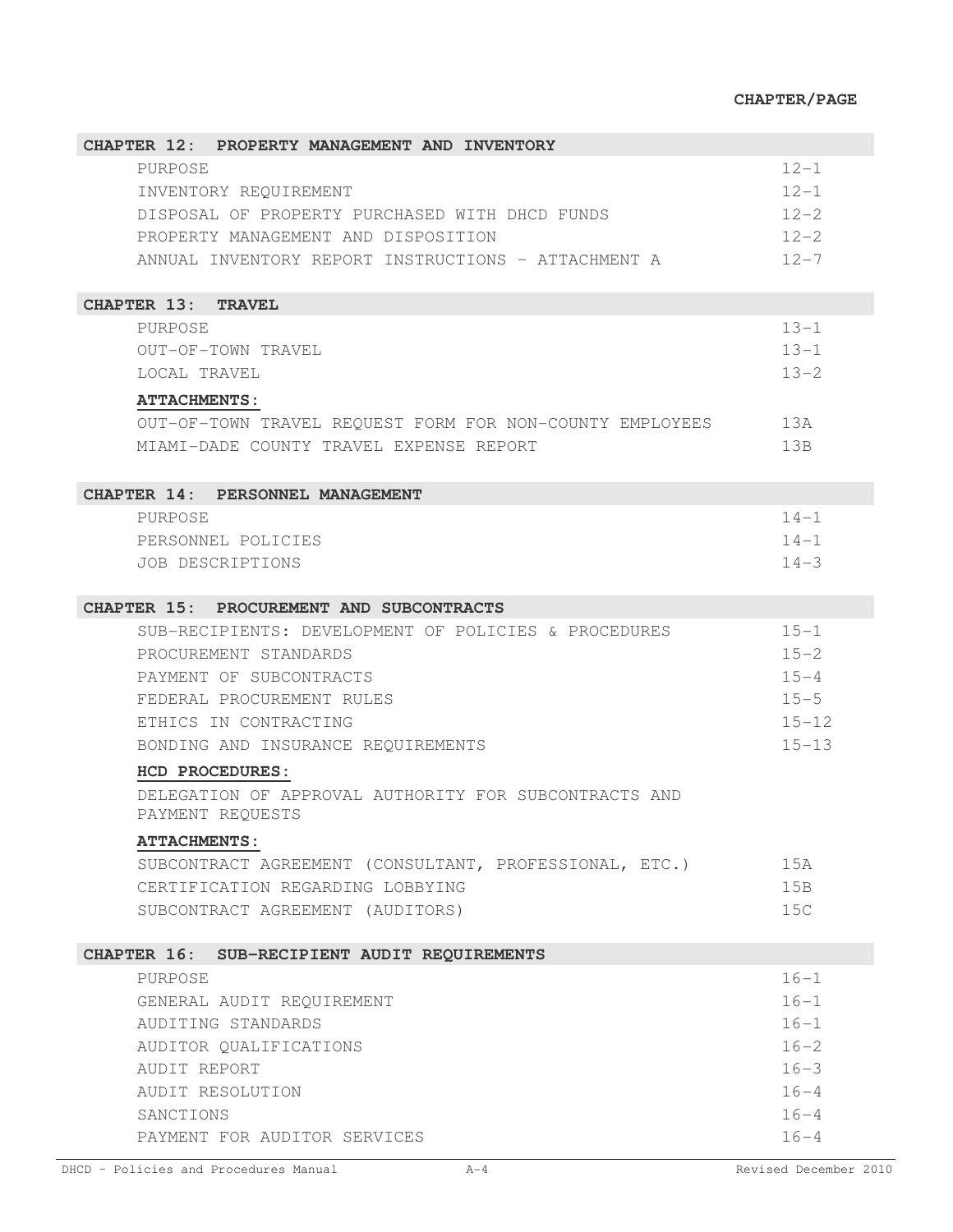| | CHAPTER/PAGE |
|---|---|
| **CHAPTER 12: PROPERTY MANAGEMENT AND INVENTORY** | |
| PURPOSE | 12-1 |
| INVENTORY REQUIREMENT | 12-1 |
| DISPOSAL OF PROPERTY PURCHASED WITH DHCD FUNDS | 12-2 |
| PROPERTY MANAGEMENT AND DISPOSITION | 12-2 |
| ANNUAL INVENTORY REPORT INSTRUCTIONS – ATTACHMENT A | 12-7 |
| **CHAPTER 13: TRAVEL** | |
| PURPOSE | 13-1 |
| OUT-OF-TOWN TRAVEL | 13-1 |
| LOCAL TRAVEL | 13-2 |
| **ATTACHMENTS:** | |
| OUT-OF-TOWN TRAVEL REQUEST FORM FOR NON-COUNTY EMPLOYEES | 13A |
| MIAMI-DADE COUNTY TRAVEL EXPENSE REPORT | 13B |
| **CHAPTER 14: PERSONNEL MANAGEMENT** | |
| PURPOSE | 14-1 |
| PERSONNEL POLICIES | 14-1 |
| JOB DESCRIPTIONS | 14-3 |
| **CHAPTER 15: PROCUREMENT AND SUBCONTRACTS** | |
| SUB-RECIPIENTS: DEVELOPMENT OF POLICIES & PROCEDURES | 15-1 |
| PROCUREMENT STANDARDS | 15-2 |
| PAYMENT OF SUBCONTRACTS | 15-4 |
| FEDERAL PROCUREMENT RULES | 15-5 |
| ETHICS IN CONTRACTING | 15-12 |
| BONDING AND INSURANCE REQUIREMENTS | 15-13 |
| **HCD PROCEDURES:** | |
| DELEGATION OF APPROVAL AUTHORITY FOR SUBCONTRACTS AND PAYMENT REQUESTS | |
| **ATTACHMENTS:** | |
| SUBCONTRACT AGREEMENT (CONSULTANT, PROFESSIONAL, ETC.) | 15A |
| CERTIFICATION REGARDING LOBBYING | 15B |
| SUBCONTRACT AGREEMENT (AUDITORS) | 15C |
| **CHAPTER 16: SUB-RECIPIENT AUDIT REQUIREMENTS** | |
| PURPOSE | 16-1 |
| GENERAL AUDIT REQUIREMENT | 16-1 |
| AUDITING STANDARDS | 16-1 |
| AUDITOR QUALIFICATIONS | 16-2 |
| AUDIT REPORT | 16-3 |
| AUDIT RESOLUTION | 16-4 |
| SANCTIONS | 16-4 |
| PAYMENT FOR AUDITOR SERVICES | 16-4 |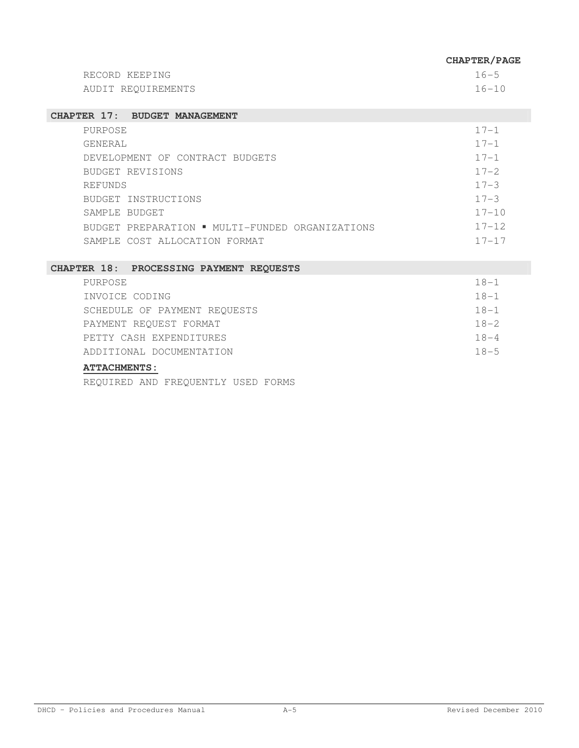| | CHAPTER/PAGE |
|---|---|
| RECORD KEEPING | 16-5 |
| AUDIT REQUIREMENTS | 16-10 |

## CHAPTER 17: BUDGET MANAGEMENT

| | |
|---|---|
| PURPOSE | 17-1 |
| GENERAL | 17-1 |
| DEVELOPMENT OF CONTRACT BUDGETS | 17-1 |
| BUDGET REVISIONS | 17-2 |
| REFUNDS | 17-3 |
| BUDGET INSTRUCTIONS | 17-3 |
| SAMPLE BUDGET | 17-10 |
| BUDGET PREPARATION ▪ MULTI-FUNDED ORGANIZATIONS | 17-12 |
| SAMPLE COST ALLOCATION FORMAT | 17-17 |

## CHAPTER 18: PROCESSING PAYMENT REQUESTS

| | |
|---|---|
| PURPOSE | 18-1 |
| INVOICE CODING | 18-1 |
| SCHEDULE OF PAYMENT REQUESTS | 18-1 |
| PAYMENT REQUEST FORMAT | 18-2 |
| PETTY CASH EXPENDITURES | 18-4 |
| ADDITIONAL DOCUMENTATION | 18-5 |

**ATTACHMENTS:**

REQUIRED AND FREQUENTLY USED FORMS